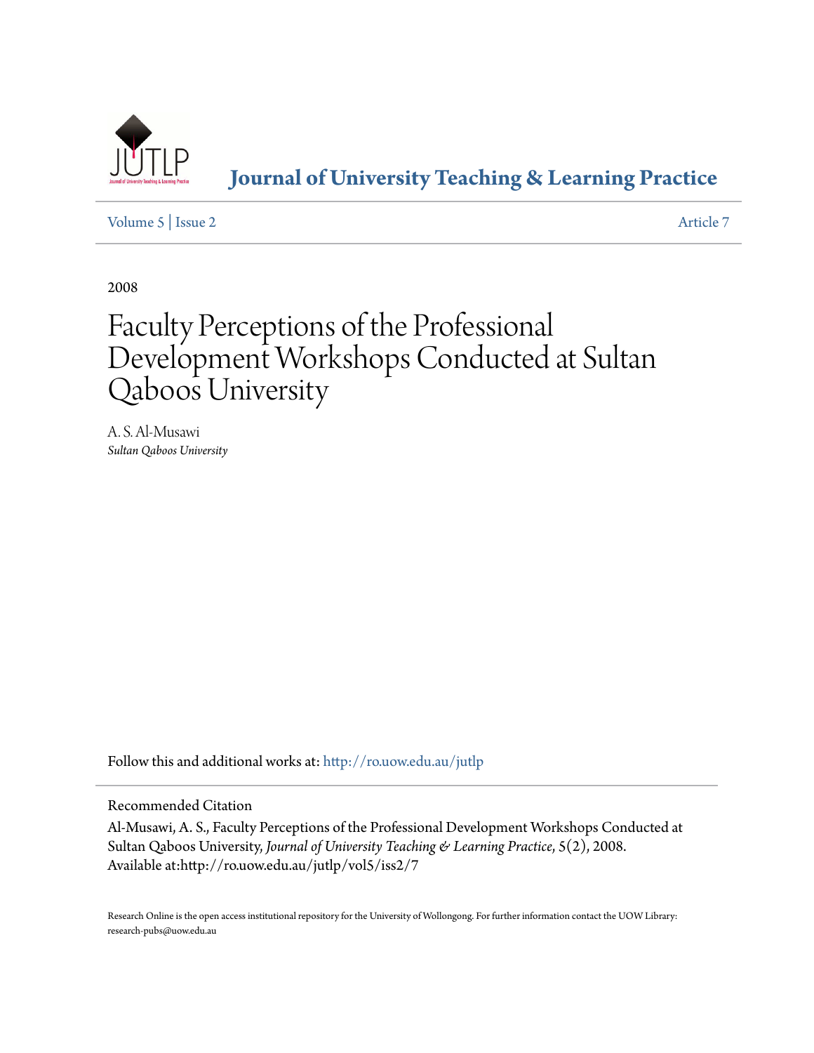# Journal of University Teaching & Learning Practice

Volume 5 | Issue 2 Article 7

2008

# Faculty Perceptions of the Professional Development Workshops Conducted at Sultan Qaboos University

A. S. Al-Musawi
*Sultan Qaboos University*

Follow this and additional works at: http://ro.uow.edu.au/jutlp

Recommended Citation

Al-Musawi, A. S., Faculty Perceptions of the Professional Development Workshops Conducted at Sultan Qaboos University, *Journal of University Teaching & Learning Practice*, 5(2), 2008.
Available at:http://ro.uow.edu.au/jutlp/vol5/iss2/7

Research Online is the open access institutional repository for the University of Wollongong. For further information contact the UOW Library: research-pubs@uow.edu.au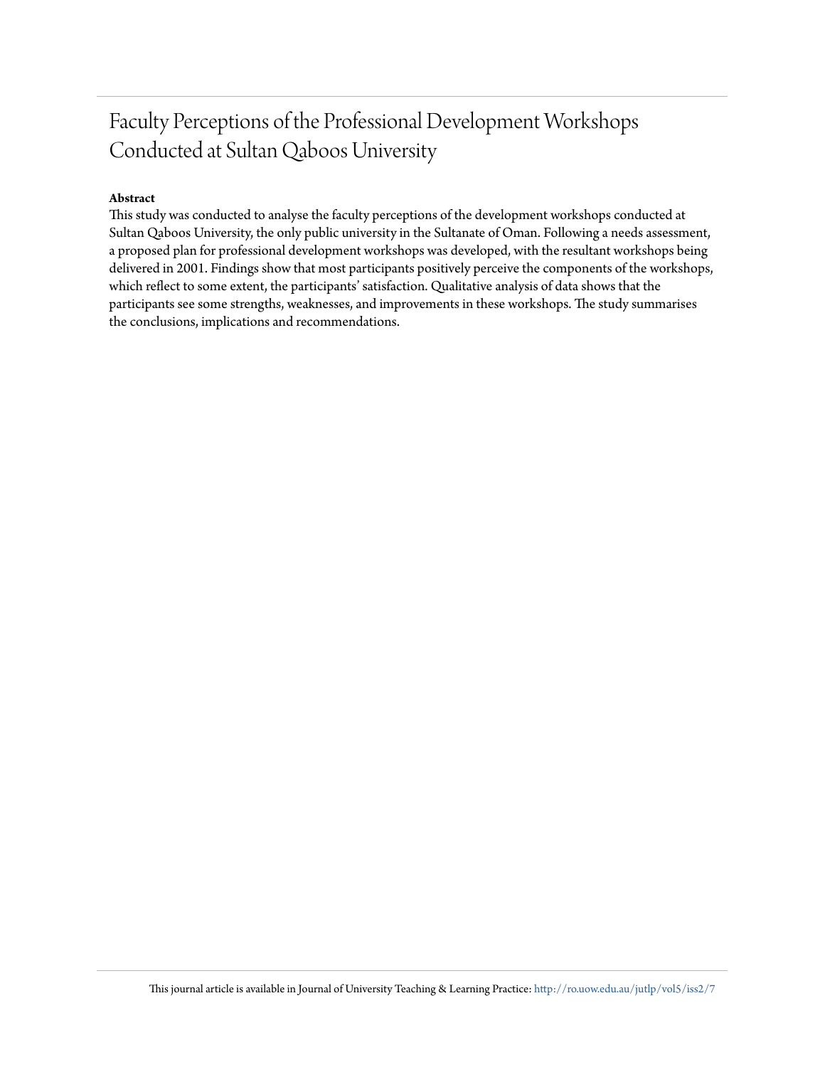# Faculty Perceptions of the Professional Development Workshops Conducted at Sultan Qaboos University

**Abstract**

This study was conducted to analyse the faculty perceptions of the development workshops conducted at Sultan Qaboos University, the only public university in the Sultanate of Oman. Following a needs assessment, a proposed plan for professional development workshops was developed, with the resultant workshops being delivered in 2001. Findings show that most participants positively perceive the components of the workshops, which reflect to some extent, the participants' satisfaction. Qualitative analysis of data shows that the participants see some strengths, weaknesses, and improvements in these workshops. The study summarises the conclusions, implications and recommendations.

This journal article is available in Journal of University Teaching & Learning Practice: http://ro.uow.edu.au/jutlp/vol5/iss2/7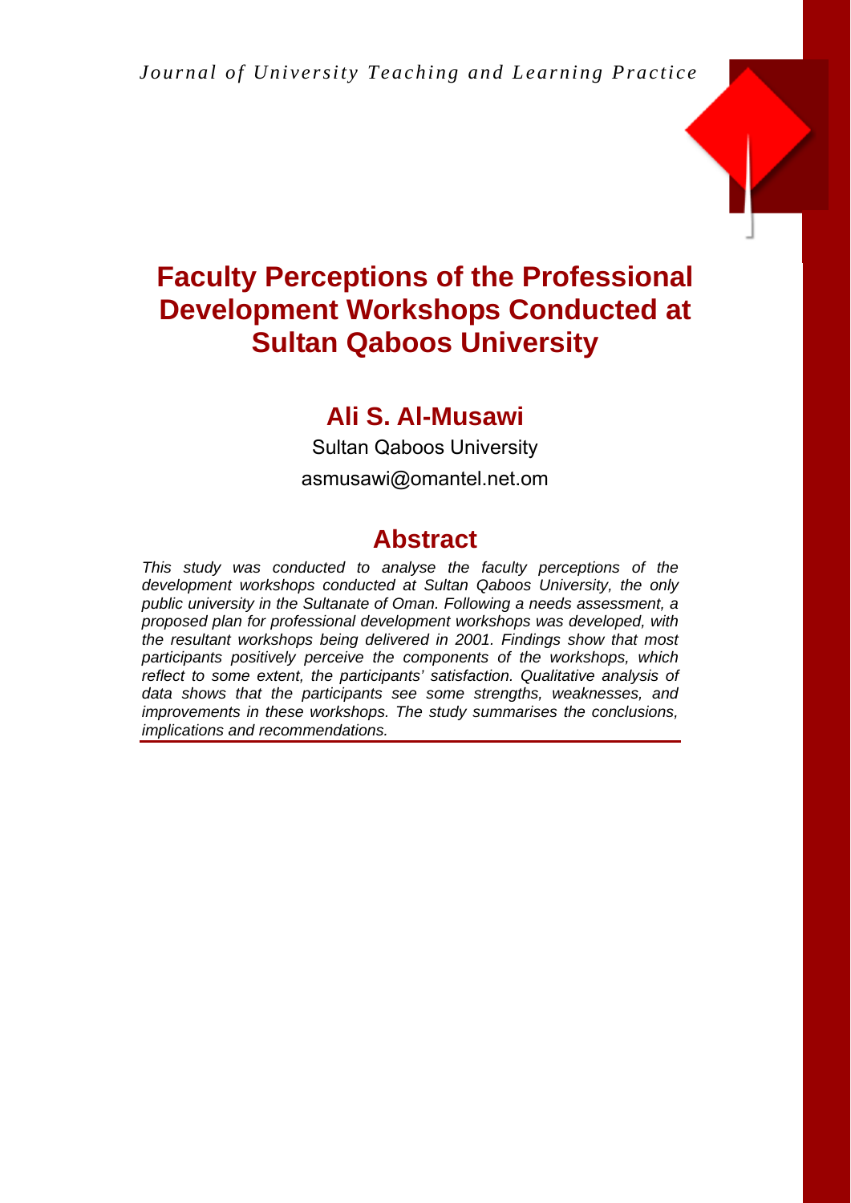# Faculty Perceptions of the Professional Development Workshops Conducted at Sultan Qaboos University

## Ali S. Al-Musawi

Sultan Qaboos University

asmusawi@omantel.net.om

## Abstract

*This study was conducted to analyse the faculty perceptions of the development workshops conducted at Sultan Qaboos University, the only public university in the Sultanate of Oman. Following a needs assessment, a proposed plan for professional development workshops was developed, with the resultant workshops being delivered in 2001. Findings show that most participants positively perceive the components of the workshops, which reflect to some extent, the participants' satisfaction. Qualitative analysis of data shows that the participants see some strengths, weaknesses, and improvements in these workshops. The study summarises the conclusions, implications and recommendations.*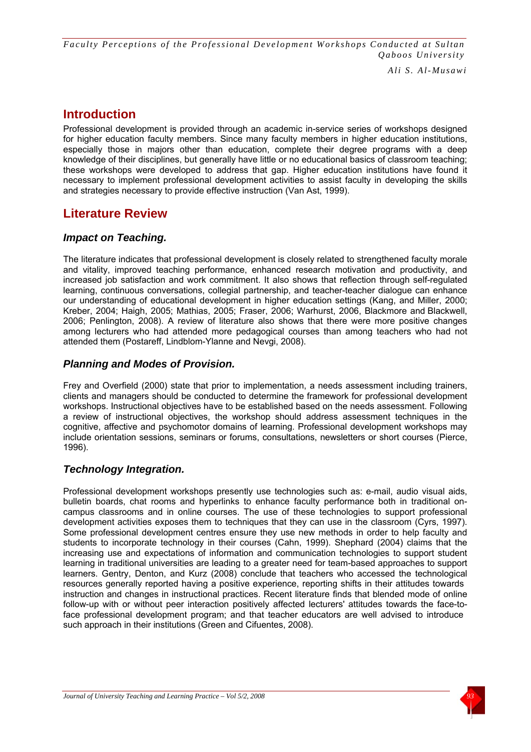## Introduction

Professional development is provided through an academic in-service series of workshops designed for higher education faculty members. Since many faculty members in higher education institutions, especially those in majors other than education, complete their degree programs with a deep knowledge of their disciplines, but generally have little or no educational basics of classroom teaching; these workshops were developed to address that gap. Higher education institutions have found it necessary to implement professional development activities to assist faculty in developing the skills and strategies necessary to provide effective instruction (Van Ast, 1999).

## Literature Review

### *Impact on Teaching.*

The literature indicates that professional development is closely related to strengthened faculty morale and vitality, improved teaching performance, enhanced research motivation and productivity, and increased job satisfaction and work commitment. It also shows that reflection through self-regulated learning, continuous conversations, collegial partnership, and teacher-teacher dialogue can enhance our understanding of educational development in higher education settings (Kang, and Miller, 2000; Kreber, 2004; Haigh, 2005; Mathias, 2005; Fraser, 2006; Warhurst, 2006, Blackmore and Blackwell, 2006; Penlington, 2008). A review of literature also shows that there were more positive changes among lecturers who had attended more pedagogical courses than among teachers who had not attended them (Postareff, Lindblom-Ylanne and Nevgi, 2008).

### *Planning and Modes of Provision.*

Frey and Overfield (2000) state that prior to implementation, a needs assessment including trainers, clients and managers should be conducted to determine the framework for professional development workshops. Instructional objectives have to be established based on the needs assessment. Following a review of instructional objectives, the workshop should address assessment techniques in the cognitive, affective and psychomotor domains of learning. Professional development workshops may include orientation sessions, seminars or forums, consultations, newsletters or short courses (Pierce, 1996).

### *Technology Integration.*

Professional development workshops presently use technologies such as: e-mail, audio visual aids, bulletin boards, chat rooms and hyperlinks to enhance faculty performance both in traditional on-campus classrooms and in online courses. The use of these technologies to support professional development activities exposes them to techniques that they can use in the classroom (Cyrs, 1997). Some professional development centres ensure they use new methods in order to help faculty and students to incorporate technology in their courses (Cahn, 1999). Shephard (2004) claims that the increasing use and expectations of information and communication technologies to support student learning in traditional universities are leading to a greater need for team-based approaches to support learners. Gentry, Denton, and Kurz (2008) conclude that teachers who accessed the technological resources generally reported having a positive experience, reporting shifts in their attitudes towards instruction and changes in instructional practices. Recent literature finds that blended mode of online follow-up with or without peer interaction positively affected lecturers' attitudes towards the face-to-face professional development program; and that teacher educators are well advised to introduce such approach in their institutions (Green and Cifuentes, 2008).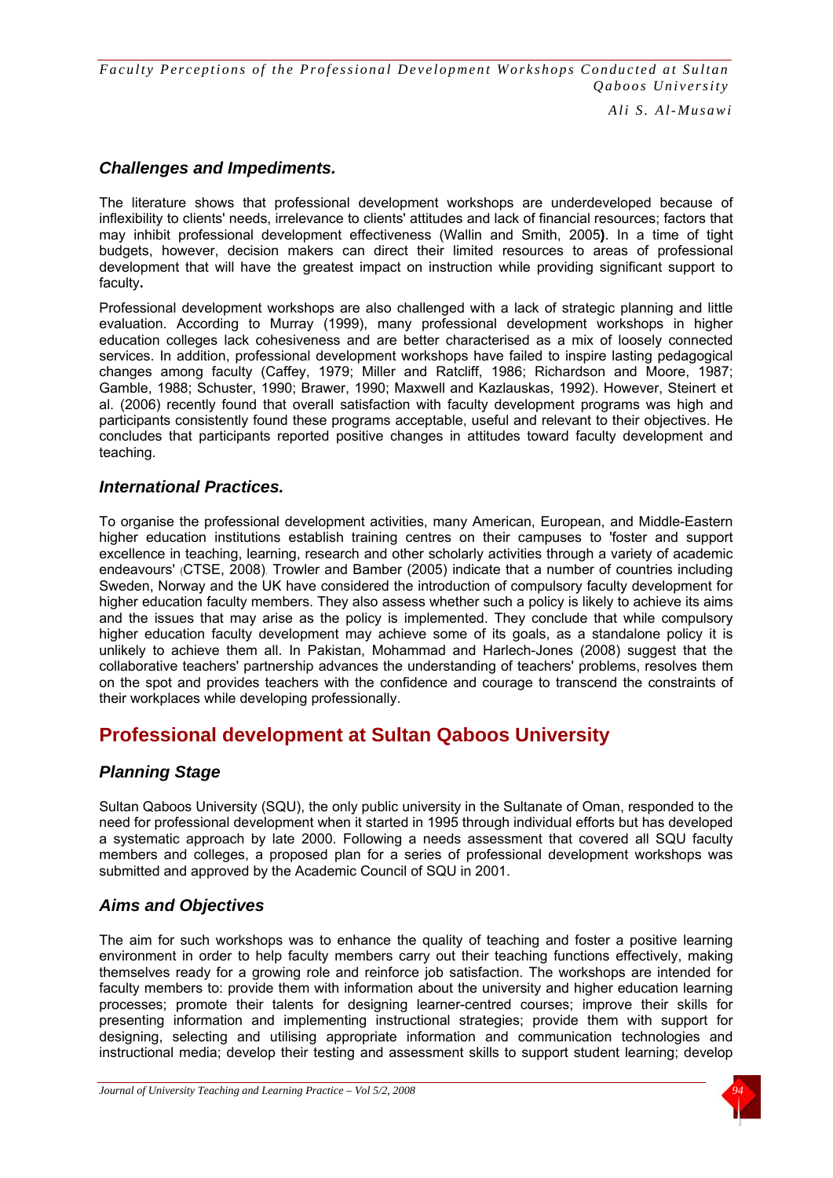### *Challenges and Impediments.*

The literature shows that professional development workshops are underdeveloped because of inflexibility to clients' needs, irrelevance to clients' attitudes and lack of financial resources; factors that may inhibit professional development effectiveness (Wallin and Smith, 2005**)**. In a time of tight budgets, however, decision makers can direct their limited resources to areas of professional development that will have the greatest impact on instruction while providing significant support to faculty**.**

Professional development workshops are also challenged with a lack of strategic planning and little evaluation. According to Murray (1999), many professional development workshops in higher education colleges lack cohesiveness and are better characterised as a mix of loosely connected services. In addition, professional development workshops have failed to inspire lasting pedagogical changes among faculty (Caffey, 1979; Miller and Ratcliff, 1986; Richardson and Moore, 1987; Gamble, 1988; Schuster, 1990; Brawer, 1990; Maxwell and Kazlauskas, 1992). However, Steinert et al. (2006) recently found that overall satisfaction with faculty development programs was high and participants consistently found these programs acceptable, useful and relevant to their objectives. He concludes that participants reported positive changes in attitudes toward faculty development and teaching.

### *International Practices.*

To organise the professional development activities, many American, European, and Middle-Eastern higher education institutions establish training centres on their campuses to 'foster and support excellence in teaching, learning, research and other scholarly activities through a variety of academic endeavours' (CTSE, 2008). Trowler and Bamber (2005) indicate that a number of countries including Sweden, Norway and the UK have considered the introduction of compulsory faculty development for higher education faculty members. They also assess whether such a policy is likely to achieve its aims and the issues that may arise as the policy is implemented. They conclude that while compulsory higher education faculty development may achieve some of its goals, as a standalone policy it is unlikely to achieve them all. In Pakistan, Mohammad and Harlech-Jones (2008) suggest that the collaborative teachers' partnership advances the understanding of teachers' problems, resolves them on the spot and provides teachers with the confidence and courage to transcend the constraints of their workplaces while developing professionally.

## Professional development at Sultan Qaboos University

### *Planning Stage*

Sultan Qaboos University (SQU), the only public university in the Sultanate of Oman, responded to the need for professional development when it started in 1995 through individual efforts but has developed a systematic approach by late 2000. Following a needs assessment that covered all SQU faculty members and colleges, a proposed plan for a series of professional development workshops was submitted and approved by the Academic Council of SQU in 2001.

### *Aims and Objectives*

The aim for such workshops was to enhance the quality of teaching and foster a positive learning environment in order to help faculty members carry out their teaching functions effectively, making themselves ready for a growing role and reinforce job satisfaction. The workshops are intended for faculty members to: provide them with information about the university and higher education learning processes; promote their talents for designing learner-centred courses; improve their skills for presenting information and implementing instructional strategies; provide them with support for designing, selecting and utilising appropriate information and communication technologies and instructional media; develop their testing and assessment skills to support student learning; develop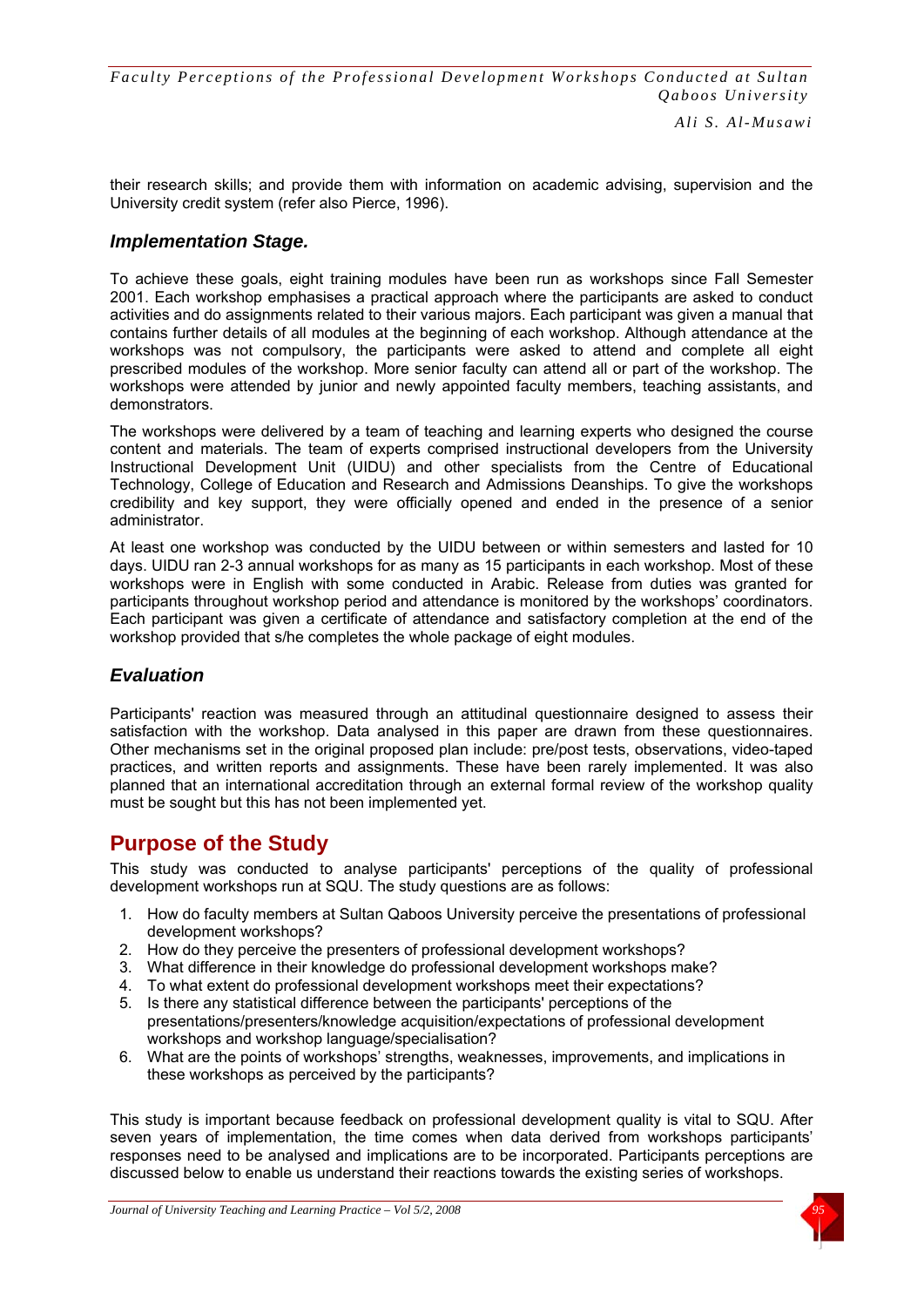their research skills; and provide them with information on academic advising, supervision and the University credit system (refer also Pierce, 1996).

### *Implementation Stage.*

To achieve these goals, eight training modules have been run as workshops since Fall Semester 2001. Each workshop emphasises a practical approach where the participants are asked to conduct activities and do assignments related to their various majors. Each participant was given a manual that contains further details of all modules at the beginning of each workshop. Although attendance at the workshops was not compulsory, the participants were asked to attend and complete all eight prescribed modules of the workshop. More senior faculty can attend all or part of the workshop. The workshops were attended by junior and newly appointed faculty members, teaching assistants, and demonstrators.

The workshops were delivered by a team of teaching and learning experts who designed the course content and materials. The team of experts comprised instructional developers from the University Instructional Development Unit (UIDU) and other specialists from the Centre of Educational Technology, College of Education and Research and Admissions Deanships. To give the workshops credibility and key support, they were officially opened and ended in the presence of a senior administrator.

At least one workshop was conducted by the UIDU between or within semesters and lasted for 10 days. UIDU ran 2-3 annual workshops for as many as 15 participants in each workshop. Most of these workshops were in English with some conducted in Arabic. Release from duties was granted for participants throughout workshop period and attendance is monitored by the workshops' coordinators. Each participant was given a certificate of attendance and satisfactory completion at the end of the workshop provided that s/he completes the whole package of eight modules.

### *Evaluation*

Participants' reaction was measured through an attitudinal questionnaire designed to assess their satisfaction with the workshop. Data analysed in this paper are drawn from these questionnaires. Other mechanisms set in the original proposed plan include: pre/post tests, observations, video-taped practices, and written reports and assignments. These have been rarely implemented. It was also planned that an international accreditation through an external formal review of the workshop quality must be sought but this has not been implemented yet.

## Purpose of the Study

This study was conducted to analyse participants' perceptions of the quality of professional development workshops run at SQU. The study questions are as follows:

1. How do faculty members at Sultan Qaboos University perceive the presentations of professional development workshops?
2. How do they perceive the presenters of professional development workshops?
3. What difference in their knowledge do professional development workshops make?
4. To what extent do professional development workshops meet their expectations?
5. Is there any statistical difference between the participants' perceptions of the presentations/presenters/knowledge acquisition/expectations of professional development workshops and workshop language/specialisation?
6. What are the points of workshops' strengths, weaknesses, improvements, and implications in these workshops as perceived by the participants?

This study is important because feedback on professional development quality is vital to SQU. After seven years of implementation, the time comes when data derived from workshops participants' responses need to be analysed and implications are to be incorporated. Participants perceptions are discussed below to enable us understand their reactions towards the existing series of workshops.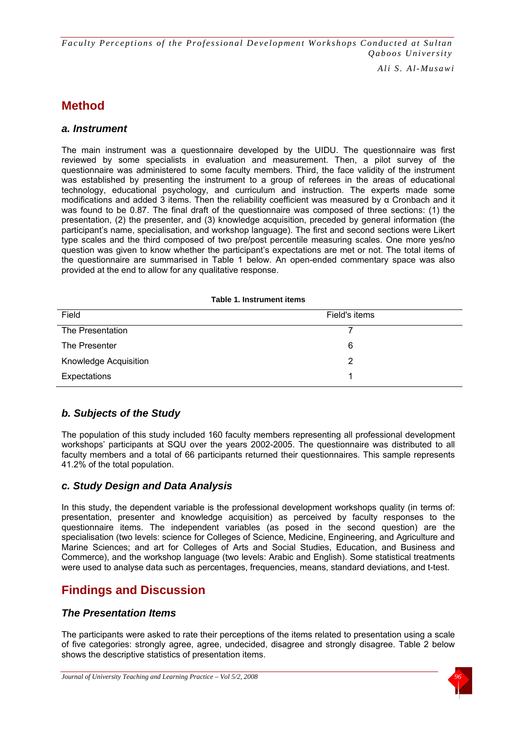# Method

### a. Instrument

The main instrument was a questionnaire developed by the UIDU. The questionnaire was first reviewed by some specialists in evaluation and measurement. Then, a pilot survey of the questionnaire was administered to some faculty members. Third, the face validity of the instrument was established by presenting the instrument to a group of referees in the areas of educational technology, educational psychology, and curriculum and instruction. The experts made some modifications and added 3 items. Then the reliability coefficient was measured by α Cronbach and it was found to be 0.87. The final draft of the questionnaire was composed of three sections: (1) the presentation, (2) the presenter, and (3) knowledge acquisition, preceded by general information (the participant's name, specialisation, and workshop language). The first and second sections were Likert type scales and the third composed of two pre/post percentile measuring scales. One more yes/no question was given to know whether the participant's expectations are met or not. The total items of the questionnaire are summarised in Table 1 below. An open-ended commentary space was also provided at the end to allow for any qualitative response.

**Table 1. Instrument items**

| Field | Field's items |
|---|---|
| The Presentation | 7 |
| The Presenter | 6 |
| Knowledge Acquisition | 2 |
| Expectations | 1 |

### b. Subjects of the Study

The population of this study included 160 faculty members representing all professional development workshops' participants at SQU over the years 2002-2005. The questionnaire was distributed to all faculty members and a total of 66 participants returned their questionnaires. This sample represents 41.2% of the total population.

### c. Study Design and Data Analysis

In this study, the dependent variable is the professional development workshops quality (in terms of: presentation, presenter and knowledge acquisition) as perceived by faculty responses to the questionnaire items. The independent variables (as posed in the second question) are the specialisation (two levels: science for Colleges of Science, Medicine, Engineering, and Agriculture and Marine Sciences; and art for Colleges of Arts and Social Studies, Education, and Business and Commerce), and the workshop language (two levels: Arabic and English). Some statistical treatments were used to analyse data such as percentages, frequencies, means, standard deviations, and t-test.

# Findings and Discussion

### The Presentation Items

The participants were asked to rate their perceptions of the items related to presentation using a scale of five categories: strongly agree, agree, undecided, disagree and strongly disagree. Table 2 below shows the descriptive statistics of presentation items.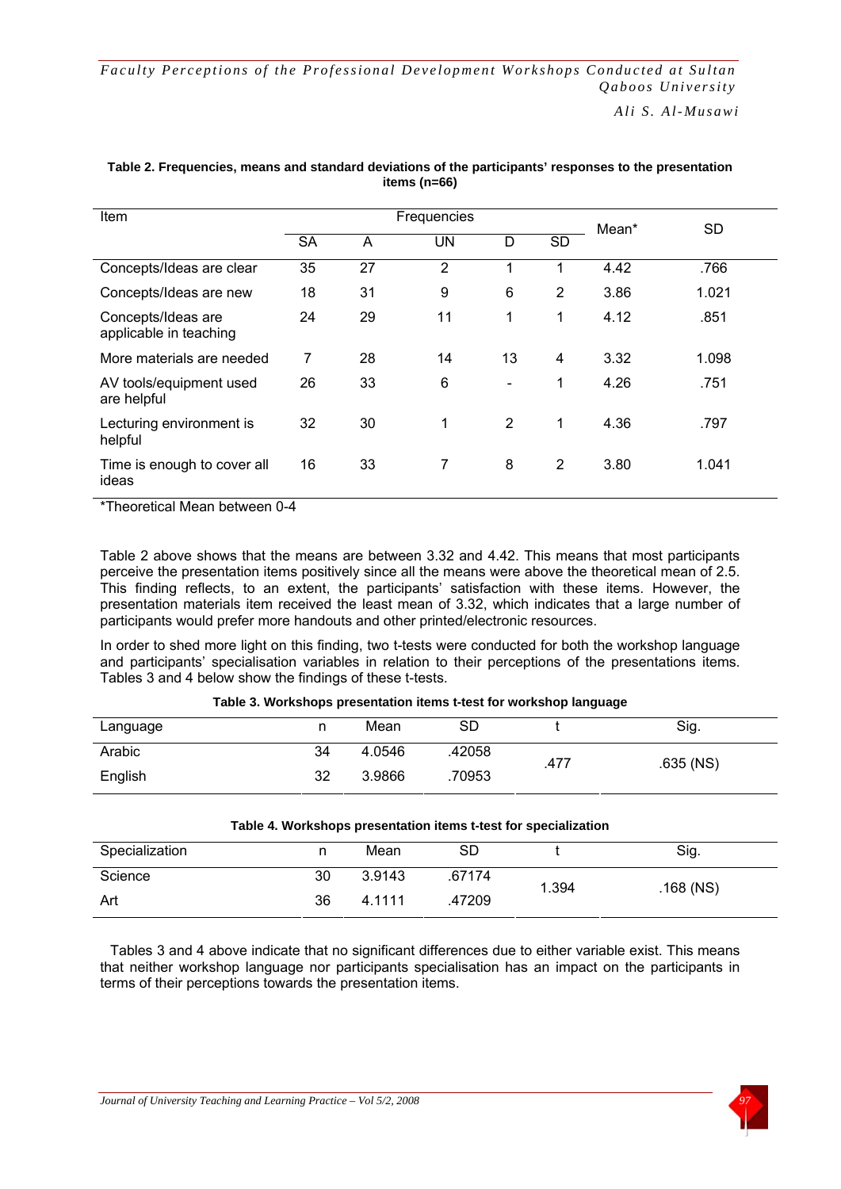**Table 2. Frequencies, means and standard deviations of the participants' responses to the presentation items (n=66)**

| Item | Frequencies | | | | | Mean* | SD |
|---|---|---|---|---|---|---|---|
| | SA | A | UN | D | SD | | |
| Concepts/Ideas are clear | 35 | 27 | 2 | 1 | 1 | 4.42 | .766 |
| Concepts/Ideas are new | 18 | 31 | 9 | 6 | 2 | 3.86 | 1.021 |
| Concepts/Ideas are applicable in teaching | 24 | 29 | 11 | 1 | 1 | 4.12 | .851 |
| More materials are needed | 7 | 28 | 14 | 13 | 4 | 3.32 | 1.098 |
| AV tools/equipment used are helpful | 26 | 33 | 6 | - | 1 | 4.26 | .751 |
| Lecturing environment is helpful | 32 | 30 | 1 | 2 | 1 | 4.36 | .797 |
| Time is enough to cover all ideas | 16 | 33 | 7 | 8 | 2 | 3.80 | 1.041 |

*Theoretical Mean between 0-4

Table 2 above shows that the means are between 3.32 and 4.42. This means that most participants perceive the presentation items positively since all the means were above the theoretical mean of 2.5. This finding reflects, to an extent, the participants' satisfaction with these items. However, the presentation materials item received the least mean of 3.32, which indicates that a large number of participants would prefer more handouts and other printed/electronic resources.

In order to shed more light on this finding, two t-tests were conducted for both the workshop language and participants' specialisation variables in relation to their perceptions of the presentations items. Tables 3 and 4 below show the findings of these t-tests.

**Table 3. Workshops presentation items t-test for workshop language**

| Language | n | Mean | SD | t | Sig. |
|---|---|---|---|---|---|
| Arabic | 34 | 4.0546 | .42058 | .477 | .635 (NS) |
| English | 32 | 3.9866 | .70953 | | |

**Table 4. Workshops presentation items t-test for specialization**

| Specialization | n | Mean | SD | t | Sig. |
|---|---|---|---|---|---|
| Science | 30 | 3.9143 | .67174 | 1.394 | .168 (NS) |
| Art | 36 | 4.1111 | .47209 | | |

Tables 3 and 4 above indicate that no significant differences due to either variable exist. This means that neither workshop language nor participants specialisation has an impact on the participants in terms of their perceptions towards the presentation items.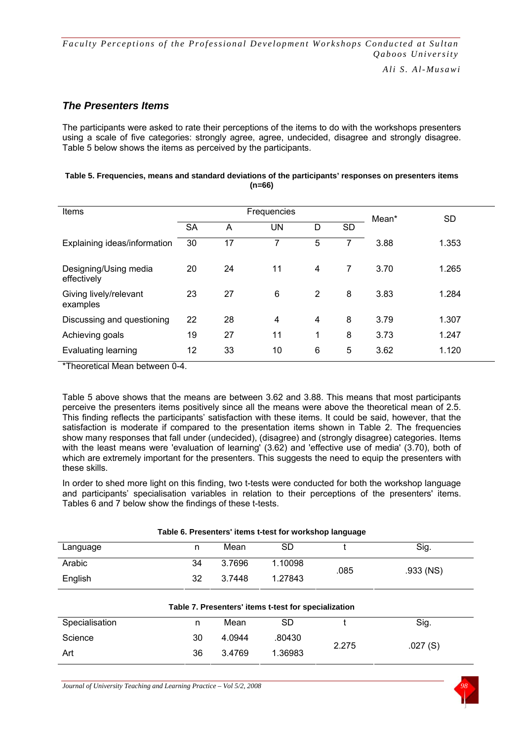## The Presenters Items

The participants were asked to rate their perceptions of the items to do with the workshops presenters using a scale of five categories: strongly agree, agree, undecided, disagree and strongly disagree. Table 5 below shows the items as perceived by the participants.

**Table 5. Frequencies, means and standard deviations of the participants' responses on presenters items (n=66)**

| Items | Frequencies | | | | | Mean* | SD |
|---|---|---|---|---|---|---|---|
| | SA | A | UN | D | SD | | |
| Explaining ideas/information | 30 | 17 | 7 | 5 | 7 | 3.88 | 1.353 |
| Designing/Using media effectively | 20 | 24 | 11 | 4 | 7 | 3.70 | 1.265 |
| Giving lively/relevant examples | 23 | 27 | 6 | 2 | 8 | 3.83 | 1.284 |
| Discussing and questioning | 22 | 28 | 4 | 4 | 8 | 3.79 | 1.307 |
| Achieving goals | 19 | 27 | 11 | 1 | 8 | 3.73 | 1.247 |
| Evaluating learning | 12 | 33 | 10 | 6 | 5 | 3.62 | 1.120 |

*Theoretical Mean between 0-4.

Table 5 above shows that the means are between 3.62 and 3.88. This means that most participants perceive the presenters items positively since all the means were above the theoretical mean of 2.5. This finding reflects the participants' satisfaction with these items. It could be said, however, that the satisfaction is moderate if compared to the presentation items shown in Table 2. The frequencies show many responses that fall under (undecided), (disagree) and (strongly disagree) categories. Items with the least means were 'evaluation of learning' (3.62) and 'effective use of media' (3.70), both of which are extremely important for the presenters. This suggests the need to equip the presenters with these skills.

In order to shed more light on this finding, two t-tests were conducted for both the workshop language and participants' specialisation variables in relation to their perceptions of the presenters' items. Tables 6 and 7 below show the findings of these t-tests.

**Table 6. Presenters' items t-test for workshop language**

| Language | n | Mean | SD | t | Sig. |
|---|---|---|---|---|---|
| Arabic | 34 | 3.7696 | 1.10098 | .085 | .933 (NS) |
| English | 32 | 3.7448 | 1.27843 | | |

**Table 7. Presenters' items t-test for specialization**

| Specialisation | n | Mean | SD | t | Sig. |
|---|---|---|---|---|---|
| Science | 30 | 4.0944 | .80430 | 2.275 | .027 (S) |
| Art | 36 | 3.4769 | 1.36983 | | |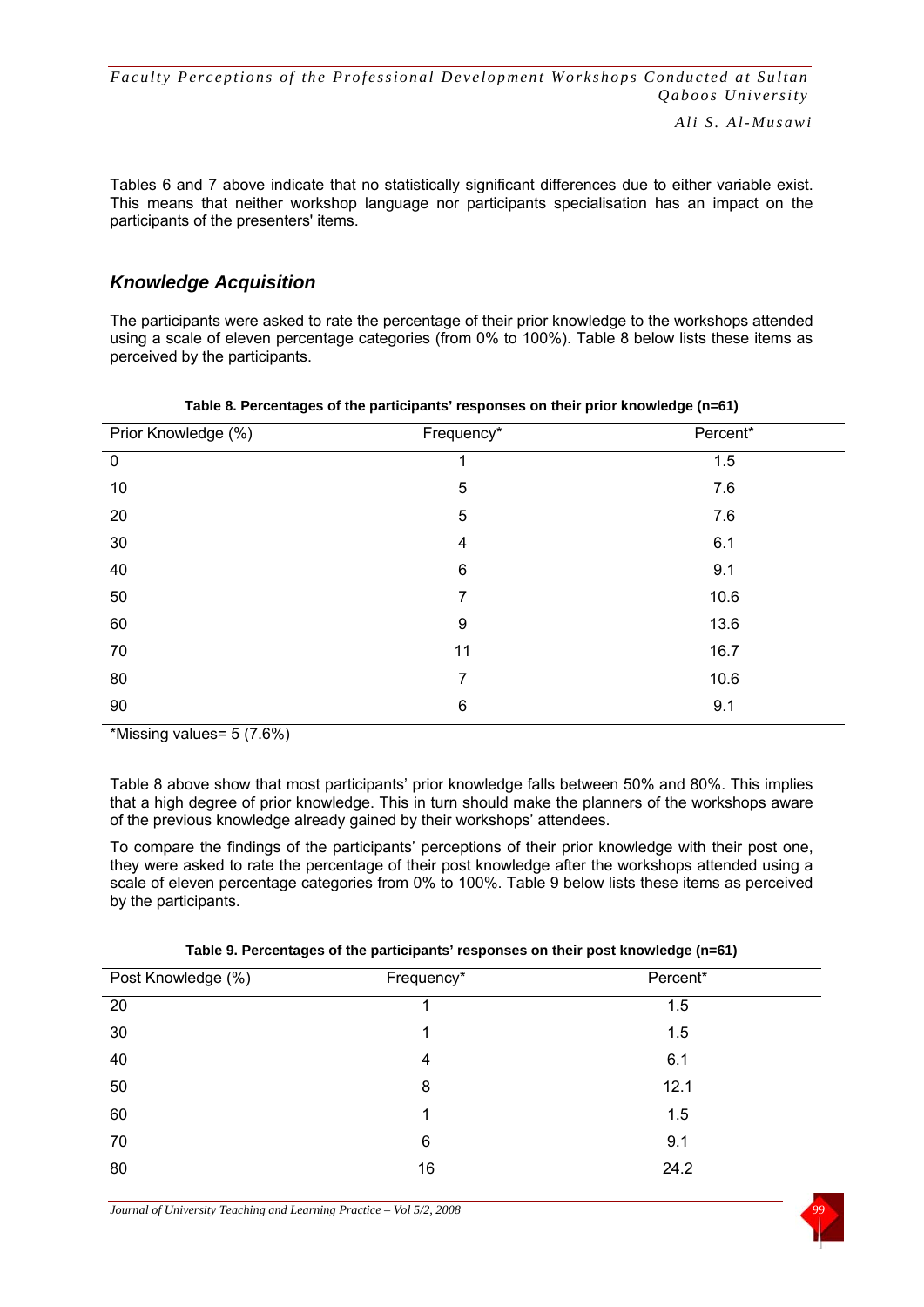Tables 6 and 7 above indicate that no statistically significant differences due to either variable exist. This means that neither workshop language nor participants specialisation has an impact on the participants of the presenters' items.

## *Knowledge Acquisition*

The participants were asked to rate the percentage of their prior knowledge to the workshops attended using a scale of eleven percentage categories (from 0% to 100%). Table 8 below lists these items as perceived by the participants.

**Table 8. Percentages of the participants' responses on their prior knowledge (n=61)**

| Prior Knowledge (%) | Frequency* | Percent* |
|---|---|---|
| 0 | 1 | 1.5 |
| 10 | 5 | 7.6 |
| 20 | 5 | 7.6 |
| 30 | 4 | 6.1 |
| 40 | 6 | 9.1 |
| 50 | 7 | 10.6 |
| 60 | 9 | 13.6 |
| 70 | 11 | 16.7 |
| 80 | 7 | 10.6 |
| 90 | 6 | 9.1 |

*Missing values= 5 (7.6%)

Table 8 above show that most participants' prior knowledge falls between 50% and 80%. This implies that a high degree of prior knowledge. This in turn should make the planners of the workshops aware of the previous knowledge already gained by their workshops' attendees.

To compare the findings of the participants' perceptions of their prior knowledge with their post one, they were asked to rate the percentage of their post knowledge after the workshops attended using a scale of eleven percentage categories from 0% to 100%. Table 9 below lists these items as perceived by the participants.

**Table 9. Percentages of the participants' responses on their post knowledge (n=61)**

| Post Knowledge (%) | Frequency* | Percent* |
|---|---|---|
| 20 | 1 | 1.5 |
| 30 | 1 | 1.5 |
| 40 | 4 | 6.1 |
| 50 | 8 | 12.1 |
| 60 | 1 | 1.5 |
| 70 | 6 | 9.1 |
| 80 | 16 | 24.2 |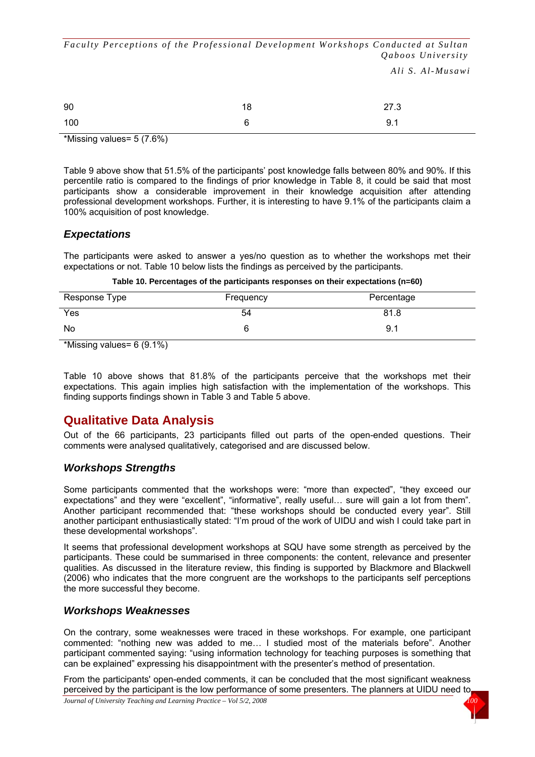| 90 | 18 | 27.3 |
|---|---|---|
| 100 | 6 | 9.1 |

*Missing values= 5 (7.6%)

Table 9 above show that 51.5% of the participants' post knowledge falls between 80% and 90%. If this percentile ratio is compared to the findings of prior knowledge in Table 8, it could be said that most participants show a considerable improvement in their knowledge acquisition after attending professional development workshops. Further, it is interesting to have 9.1% of the participants claim a 100% acquisition of post knowledge.

### *Expectations*

The participants were asked to answer a yes/no question as to whether the workshops met their expectations or not. Table 10 below lists the findings as perceived by the participants.

**Table 10. Percentages of the participants responses on their expectations (n=60)**

| Response Type | Frequency | Percentage |
|---|---|---|
| Yes | 54 | 81.8 |
| No | 6 | 9.1 |

*Missing values= 6 (9.1%)

Table 10 above shows that 81.8% of the participants perceive that the workshops met their expectations. This again implies high satisfaction with the implementation of the workshops. This finding supports findings shown in Table 3 and Table 5 above.

## Qualitative Data Analysis

Out of the 66 participants, 23 participants filled out parts of the open-ended questions. Their comments were analysed qualitatively, categorised and are discussed below.

### *Workshops Strengths*

Some participants commented that the workshops were: "more than expected", "they exceed our expectations" and they were "excellent", "informative", really useful… sure will gain a lot from them". Another participant recommended that: "these workshops should be conducted every year". Still another participant enthusiastically stated: "I'm proud of the work of UIDU and wish I could take part in these developmental workshops".

It seems that professional development workshops at SQU have some strength as perceived by the participants. These could be summarised in three components: the content, relevance and presenter qualities. As discussed in the literature review, this finding is supported by Blackmore and Blackwell (2006) who indicates that the more congruent are the workshops to the participants self perceptions the more successful they become.

### *Workshops Weaknesses*

On the contrary, some weaknesses were traced in these workshops. For example, one participant commented: "nothing new was added to me… I studied most of the materials before". Another participant commented saying: "using information technology for teaching purposes is something that can be explained" expressing his disappointment with the presenter's method of presentation.

From the participants' open-ended comments, it can be concluded that the most significant weakness perceived by the participant is the low performance of some presenters. The planners at UIDU need to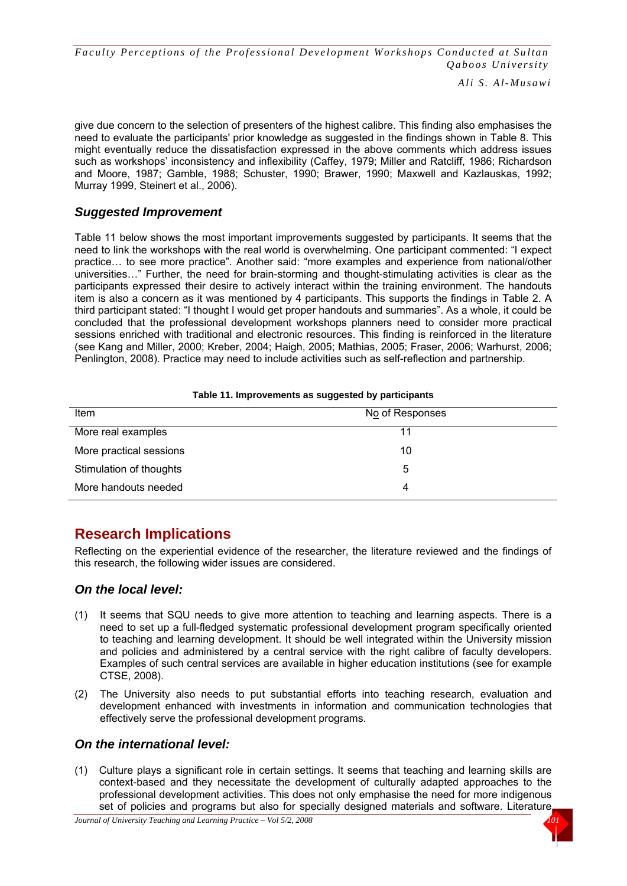give due concern to the selection of presenters of the highest calibre. This finding also emphasises the need to evaluate the participants' prior knowledge as suggested in the findings shown in Table 8. This might eventually reduce the dissatisfaction expressed in the above comments which address issues such as workshops' inconsistency and inflexibility (Caffey, 1979; Miller and Ratcliff, 1986; Richardson and Moore, 1987; Gamble, 1988; Schuster, 1990; Brawer, 1990; Maxwell and Kazlauskas, 1992; Murray 1999, Steinert et al., 2006).

### *Suggested Improvement*

Table 11 below shows the most important improvements suggested by participants. It seems that the need to link the workshops with the real world is overwhelming. One participant commented: "I expect practice… to see more practice". Another said: "more examples and experience from national/other universities…" Further, the need for brain-storming and thought-stimulating activities is clear as the participants expressed their desire to actively interact within the training environment. The handouts item is also a concern as it was mentioned by 4 participants. This supports the findings in Table 2. A third participant stated: "I thought I would get proper handouts and summaries". As a whole, it could be concluded that the professional development workshops planners need to consider more practical sessions enriched with traditional and electronic resources. This finding is reinforced in the literature (see Kang and Miller, 2000; Kreber, 2004; Haigh, 2005; Mathias, 2005; Fraser, 2006; Warhurst, 2006; Penlington, 2008). Practice may need to include activities such as self-reflection and partnership.

**Table 11. Improvements as suggested by participants**

| Item | No of Responses |
|---|---|
| More real examples | 11 |
| More practical sessions | 10 |
| Stimulation of thoughts | 5 |
| More handouts needed | 4 |

## Research Implications

Reflecting on the experiential evidence of the researcher, the literature reviewed and the findings of this research, the following wider issues are considered.

### *On the local level:*

(1) It seems that SQU needs to give more attention to teaching and learning aspects. There is a need to set up a full-fledged systematic professional development program specifically oriented to teaching and learning development. It should be well integrated within the University mission and policies and administered by a central service with the right calibre of faculty developers. Examples of such central services are available in higher education institutions (see for example CTSE, 2008).

(2) The University also needs to put substantial efforts into teaching research, evaluation and development enhanced with investments in information and communication technologies that effectively serve the professional development programs.

### *On the international level:*

(1) Culture plays a significant role in certain settings. It seems that teaching and learning skills are context-based and they necessitate the development of culturally adapted approaches to the professional development activities. This does not only emphasise the need for more indigenous set of policies and programs but also for specially designed materials and software. Literature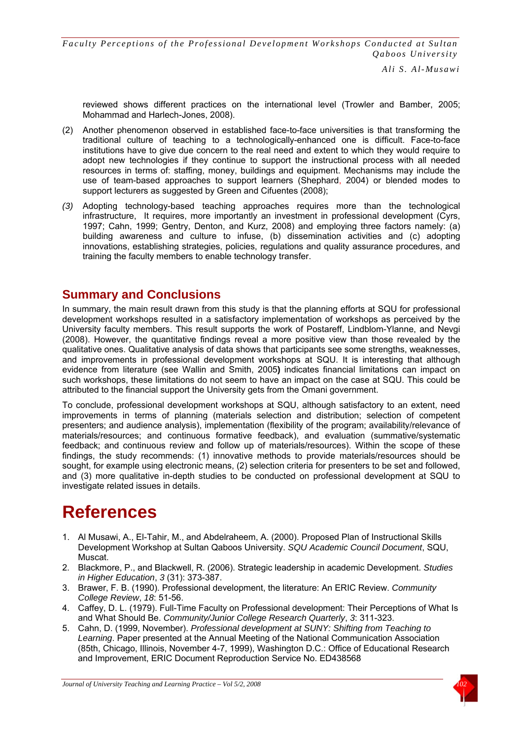reviewed shows different practices on the international level (Trowler and Bamber, 2005; Mohammad and Harlech-Jones, 2008).

(2) Another phenomenon observed in established face-to-face universities is that transforming the traditional culture of teaching to a technologically-enhanced one is difficult. Face-to-face institutions have to give due concern to the real need and extent to which they would require to adopt new technologies if they continue to support the instructional process with all needed resources in terms of: staffing, money, buildings and equipment. Mechanisms may include the use of team-based approaches to support learners (Shephard, 2004) or blended modes to support lecturers as suggested by Green and Cifuentes (2008);

*(3)* Adopting technology-based teaching approaches requires more than the technological infrastructure, It requires, more importantly an investment in professional development (Cyrs, 1997; Cahn, 1999; Gentry, Denton, and Kurz, 2008) and employing three factors namely: (a) building awareness and culture to infuse, (b) dissemination activities and (c) adopting innovations, establishing strategies, policies, regulations and quality assurance procedures, and training the faculty members to enable technology transfer.

## Summary and Conclusions

In summary, the main result drawn from this study is that the planning efforts at SQU for professional development workshops resulted in a satisfactory implementation of workshops as perceived by the University faculty members. This result supports the work of Postareff, Lindblom-Ylanne, and Nevgi (2008). However, the quantitative findings reveal a more positive view than those revealed by the qualitative ones. Qualitative analysis of data shows that participants see some strengths, weaknesses, and improvements in professional development workshops at SQU. It is interesting that although evidence from literature (see Wallin and Smith, 2005**)** indicates financial limitations can impact on such workshops, these limitations do not seem to have an impact on the case at SQU. This could be attributed to the financial support the University gets from the Omani government.

To conclude, professional development workshops at SQU, although satisfactory to an extent, need improvements in terms of planning (materials selection and distribution; selection of competent presenters; and audience analysis), implementation (flexibility of the program; availability/relevance of materials/resources; and continuous formative feedback), and evaluation (summative/systematic feedback; and continuous review and follow up of materials/resources). Within the scope of these findings, the study recommends: (1) innovative methods to provide materials/resources should be sought, for example using electronic means, (2) selection criteria for presenters to be set and followed, and (3) more qualitative in-depth studies to be conducted on professional development at SQU to investigate related issues in details.

# References

1. Al Musawi, A., El-Tahir, M., and Abdelraheem, A. (2000). Proposed Plan of Instructional Skills Development Workshop at Sultan Qaboos University. *SQU Academic Council Document*, SQU, Muscat.
2. Blackmore, P., and Blackwell, R. (2006). Strategic leadership in academic Development. *Studies in Higher Education*, *3* (31): 373-387.
3. Brawer, F. B. (1990). Professional development, the literature: An ERIC Review. *Community College Review*, *18*: 51-56.
4. Caffey, D. L. (1979). Full-Time Faculty on Professional development: Their Perceptions of What Is and What Should Be. *Community/Junior College Research Quarterly*, *3*: 311-323.
5. Cahn, D. (1999, November). *Professional development at SUNY: Shifting from Teaching to Learning*. Paper presented at the Annual Meeting of the National Communication Association (85th, Chicago, Illinois, November 4-7, 1999), Washington D.C.: Office of Educational Research and Improvement, ERIC Document Reproduction Service No. ED438568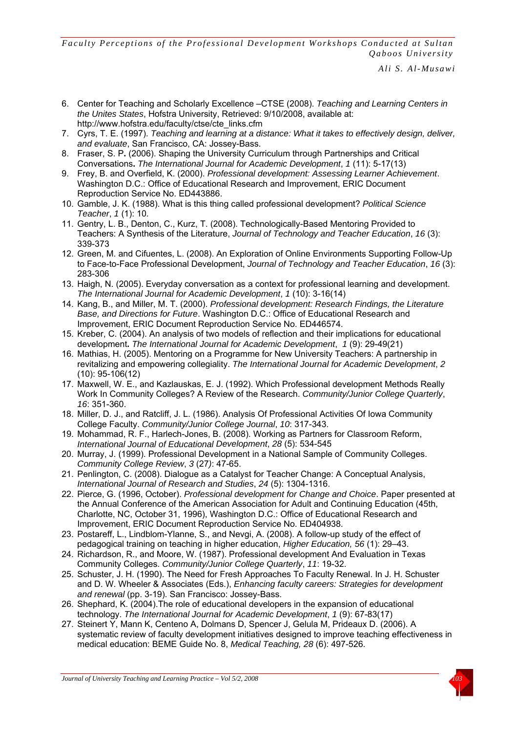6. Center for Teaching and Scholarly Excellence –CTSE (2008). *Teaching and Learning Centers in the Unites States*, Hofstra University, Retrieved: 9/10/2008, available at: http://www.hofstra.edu/faculty/ctse/cte_links.cfm
7. Cyrs, T. E. (1997). *Teaching and learning at a distance: What it takes to effectively design, deliver, and evaluate*, San Francisco, CA: Jossey-Bass.
8. Fraser, S. P**.** (2006). Shaping the University Curriculum through Partnerships and Critical Conversations**.** *The International Journal for Academic Development*, *1* (11): 5-17(13)
9. Frey, B. and Overfield, K. (2000). *Professional development: Assessing Learner Achievement*. Washington D.C.: Office of Educational Research and Improvement, ERIC Document Reproduction Service No. ED443886.
10. Gamble, J. K. (1988). What is this thing called professional development? *Political Science Teacher*, *1* (1): 10.
11. Gentry, L. B., Denton, C., Kurz, T. (2008). Technologically-Based Mentoring Provided to Teachers: A Synthesis of the Literature, *Journal of Technology and Teacher Education*, *16* (3): 339-373
12. Green, M. and Cifuentes, L. (2008). An Exploration of Online Environments Supporting Follow-Up to Face-to-Face Professional Development, *Journal of Technology and Teacher Education*, *16* (3): 283-306
13. Haigh, N. (2005). Everyday conversation as a context for professional learning and development. *The International Journal for Academic Development*, *1* (10): 3-16(14)
14. Kang, B., and Miller, M. T. (2000). *Professional development: Research Findings, the Literature Base, and Directions for Future*. Washington D.C.: Office of Educational Research and Improvement, ERIC Document Reproduction Service No. ED446574.
15. Kreber, C. (2004). An analysis of two models of reflection and their implications for educational development**.** *The International Journal for Academic Development*, *1* (9): 29-49(21)
16. Mathias, H. (2005). Mentoring on a Programme for New University Teachers: A partnership in revitalizing and empowering collegiality. *The International Journal for Academic Development*, *2* (10): 95-106(12)
17. Maxwell, W. E., and Kazlauskas, E. J. (1992). Which Professional development Methods Really Work In Community Colleges? A Review of the Research. *Community/Junior College Quarterly*, *16*: 351-360.
18. Miller, D. J., and Ratcliff, J. L. (1986). Analysis Of Professional Activities Of Iowa Community College Faculty. *Community/Junior College Journal*, *10*: 317-343.
19. Mohammad, R. F., Harlech-Jones, B. (2008). Working as Partners for Classroom Reform, *International Journal of Educational Development*, *28* (5): 534-545
20. Murray, J. (1999). Professional Development in a National Sample of Community Colleges. *Community College Review*, *3* (27*)*: 47-65.
21. Penlington, C. (2008). Dialogue as a Catalyst for Teacher Change: A Conceptual Analysis, *International Journal of Research and Studies*, *24* (5): 1304-1316.
22. Pierce, G. (1996, October). *Professional development for Change and Choice*. Paper presented at the Annual Conference of the American Association for Adult and Continuing Education (45th, Charlotte, NC, October 31, 1996), Washington D.C.: Office of Educational Research and Improvement, ERIC Document Reproduction Service No. ED404938.
23. Postareff, L., Lindblom-Ylanne, S., and Nevgi, A. (2008). A follow-up study of the effect of pedagogical training on teaching in higher education, *Higher Education, 56* (1): 29–43.
24. Richardson, R., and Moore, W. (1987). Professional development And Evaluation in Texas Community Colleges. *Community/Junior College Quarterly*, *11*: 19-32.
25. Schuster, J. H. (1990). The Need for Fresh Approaches To Faculty Renewal. In J. H. Schuster and D. W. Wheeler & Associates (Eds.), *Enhancing faculty careers: Strategies for development and renewal* (pp. 3-19). San Francisco: Jossey-Bass.
26. Shephard, K. (2004).The role of educational developers in the expansion of educational technology. *The International Journal for Academic Development*, *1* (9): 67-83(17)
27. Steinert Y, Mann K, Centeno A, Dolmans D, Spencer J, Gelula M, Prideaux D. (2006). A systematic review of faculty development initiatives designed to improve teaching effectiveness in medical education: BEME Guide No. 8, *Medical Teaching, 28* (6): 497-526.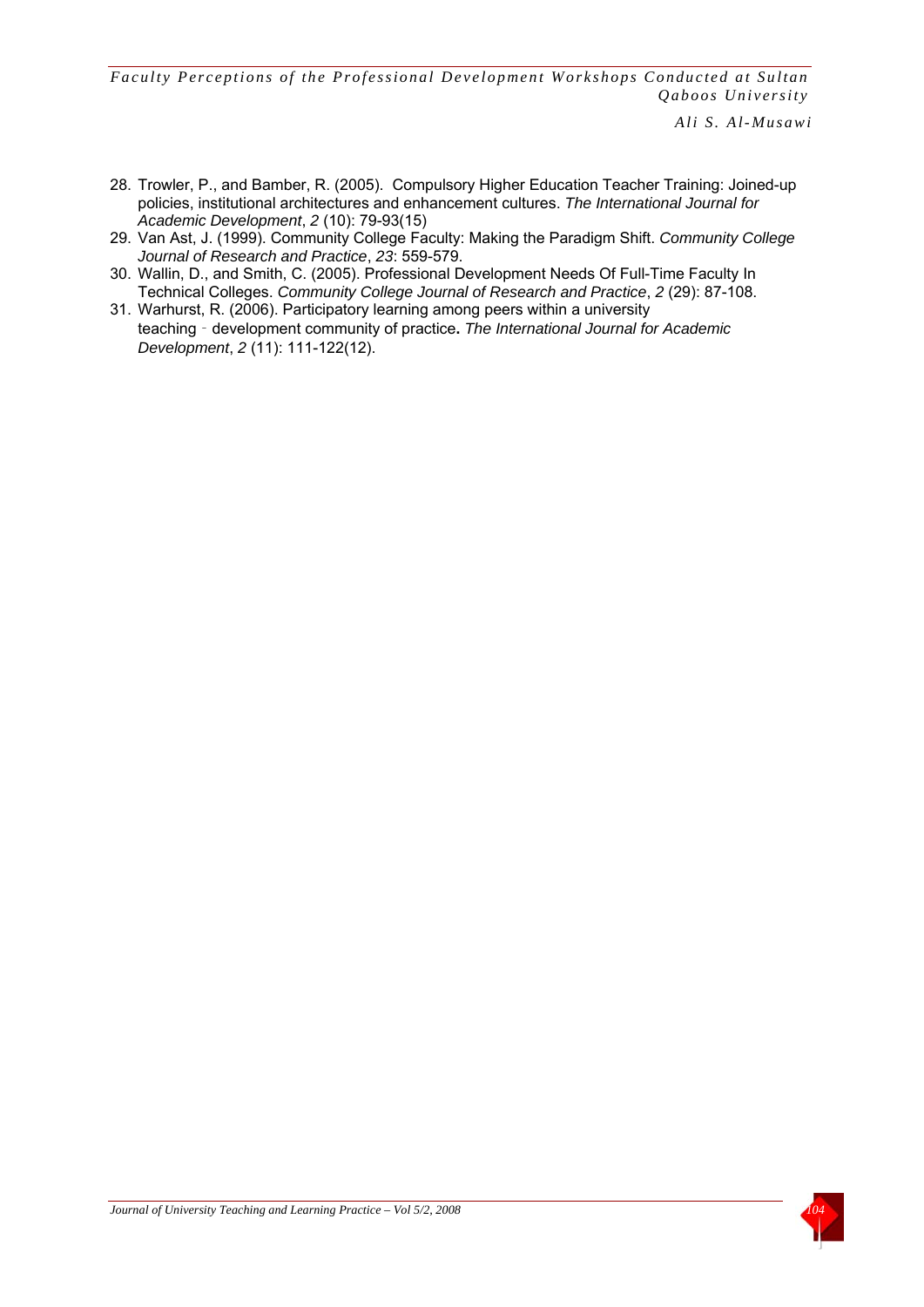28. Trowler, P., and Bamber, R. (2005). Compulsory Higher Education Teacher Training: Joined-up policies, institutional architectures and enhancement cultures. *The International Journal for Academic Development*, *2* (10): 79-93(15)
29. Van Ast, J. (1999). Community College Faculty: Making the Paradigm Shift. *Community College Journal of Research and Practice*, *23*: 559-579.
30. Wallin, D., and Smith, C. (2005). Professional Development Needs Of Full-Time Faculty In Technical Colleges. *Community College Journal of Research and Practice*, *2* (29): 87-108.
31. Warhurst, R. (2006). Participatory learning among peers within a university teaching‐development community of practice**.** *The International Journal for Academic Development*, *2* (11): 111-122(12).